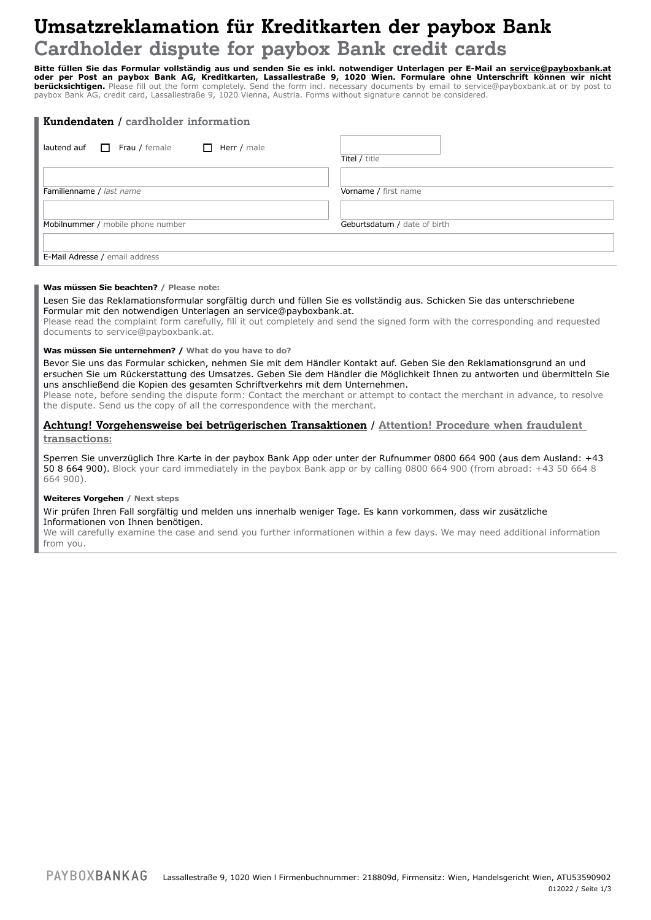# Umsatzreklamation für Kreditkarten der paybox Bank
## Cardholder dispute for paybox Bank credit cards

**Bitte füllen Sie das Formular vollständig aus und senden Sie es inkl. notwendiger Unterlagen per E-Mail an service@payboxbank.at oder per Post an paybox Bank AG, Kreditkarten, Lassallestraße 9, 1020 Wien. Formulare ohne Unterschrift können wir nicht berücksichtigen.** Please fill out the form completely. Send the form incl. necessary documents by email to service@payboxbank.at or by post to paybox Bank AG, credit card, Lassallestraße 9, 1020 Vienna, Austria. Forms without signature cannot be considered.

### Kundendaten / cardholder information

lautend auf ☐ Frau / female ☐ Herr / male

Titel / title

Familienname / *last name*

Vorname / first name

Mobilnummer / mobile phone number

Geburtsdatum / date of birth

E-Mail Adresse / email address

**Was müssen Sie beachten? / Please note:**

Lesen Sie das Reklamationsformular sorgfältig durch und füllen Sie es vollständig aus. Schicken Sie das unterschriebene Formular mit den notwendigen Unterlagen an service@payboxbank.at.
Please read the complaint form carefully, fill it out completely and send the signed form with the corresponding and requested documents to service@payboxbank.at.

**Was müssen Sie unternehmen? / What do you have to do?**

Bevor Sie uns das Formular schicken, nehmen Sie mit dem Händler Kontakt auf. Geben Sie den Reklamationsgrund an und ersuchen Sie um Rückerstattung des Umsatzes. Geben Sie dem Händler die Möglichkeit Ihnen zu antworten und übermitteln Sie uns anschließend die Kopien des gesamten Schriftverkehrs mit dem Unternehmen.
Please note, before sending the dispute form: Contact the merchant or attempt to contact the merchant in advance, to resolve the dispute. Send us the copy of all the correspondence with the merchant.

### Achtung! Vorgehensweise bei betrügerischen Transaktionen / Attention! Procedure when fraudulent transactions:

Sperren Sie unverzüglich Ihre Karte in der paybox Bank App oder unter der Rufnummer 0800 664 900 (aus dem Ausland: +43 50 8 664 900). Block your card immediately in the paybox Bank app or by calling 0800 664 900 (from abroad: +43 50 664 8 664 900).

**Weiteres Vorgehen / Next steps**

Wir prüfen Ihren Fall sorgfältig und melden uns innerhalb weniger Tage. Es kann vorkommen, dass wir zusätzliche Informationen von Ihnen benötigen.
We will carefully examine the case and send you further informationen within a few days. We may need additional information from you.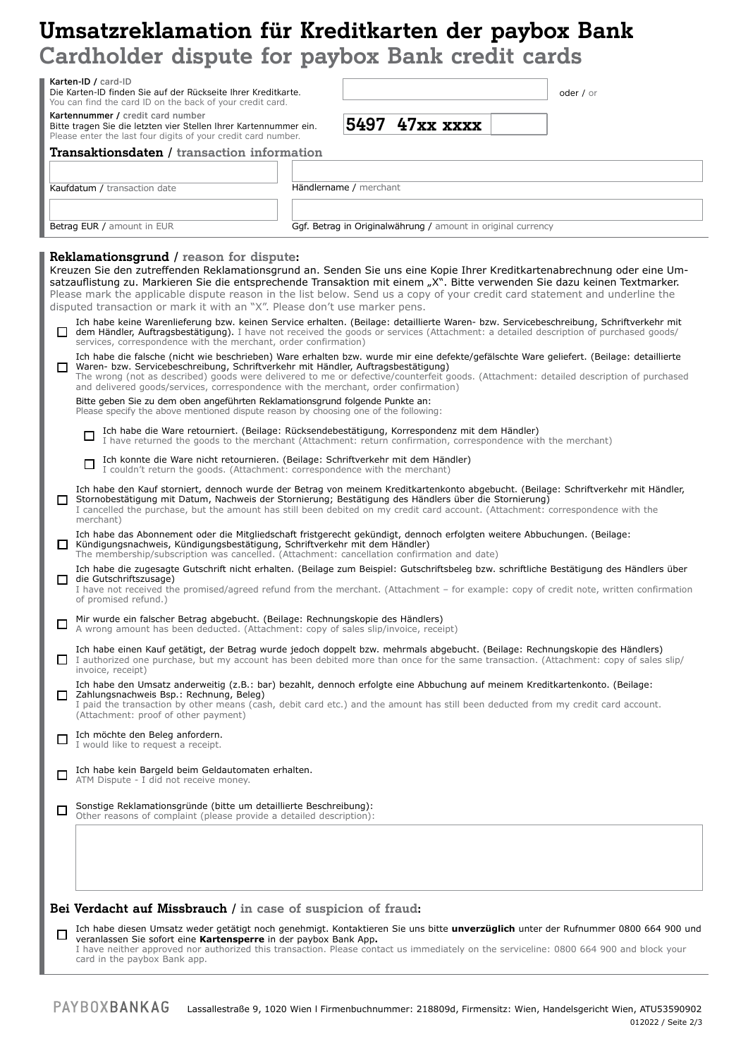# Umsatzreklamation für Kreditkarten der paybox Bank
## Cardholder dispute for paybox Bank credit cards

**Karten-ID** / card-ID
Die Karten-ID finden Sie auf der Rückseite Ihrer Kreditkarte.
You can find the card ID on the back of your credit card.

oder / or

**Kartennummer** / credit card number
Bitte tragen Sie die letzten vier Stellen Ihrer Kartennummer ein.
Please enter the last four digits of your credit card number.

**5497 47xx xxxx** ____

### Transaktionsdaten / transaction information

| | |
|---|---|
| Kaufdatum / transaction date | Händlername / merchant |
| Betrag EUR / amount in EUR | Ggf. Betrag in Originalwährung / amount in original currency |

### Reklamationsgrund / reason for dispute:

Kreuzen Sie den zutreffenden Reklamationsgrund an. Senden Sie uns eine Kopie Ihrer Kreditkartenabrechnung oder eine Umsatzauflistung zu. Markieren Sie die entsprechende Transaktion mit einem „X". Bitte verwenden Sie dazu keinen Textmarker.
Please mark the applicable dispute reason in the list below. Send us a copy of your credit card statement and underline the disputed transaction or mark it with an "X". Please don't use marker pens.

- ☐ Ich habe keine Warenlieferung bzw. keinen Service erhalten. (Beilage: detaillierte Waren- bzw. Servicebeschreibung, Schriftverkehr mit dem Händler, Auftragsbestätigung). I have not received the goods or services (Attachment: a detailed description of purchased goods/ services, correspondence with the merchant, order confirmation)
- ☐ Ich habe die falsche (nicht wie beschrieben) Ware erhalten bzw. wurde mir eine defekte/gefälschte Ware geliefert. (Beilage: detaillierte Waren- bzw. Servicebeschreibung, Schriftverkehr mit Händler, Auftragsbestätigung)
  The wrong (not as described) goods were delivered to me or defective/counterfeit goods. (Attachment: detailed description of purchased and delivered goods/services, correspondence with the merchant, order confirmation)

  Bitte geben Sie zu dem oben angeführten Reklamationsgrund folgende Punkte an:
  Please specify the above mentioned dispute reason by choosing one of the following:

  - ☐ Ich habe die Ware retourniert. (Beilage: Rücksendebestätigung, Korrespondenz mit dem Händler)
    I have returned the goods to the merchant (Attachment: return confirmation, correspondence with the merchant)
  - ☐ Ich konnte die Ware nicht retournieren. (Beilage: Schriftverkehr mit dem Händler)
    I couldn't return the goods. (Attachment: correspondence with the merchant)
- ☐ Ich habe den Kauf storniert, dennoch wurde der Betrag von meinem Kreditkartenkonto abgebucht. (Beilage: Schriftverkehr mit Händler, Stornobestätigung mit Datum, Nachweis der Stornierung; Bestätigung des Händlers über die Stornierung)
  I cancelled the purchase, but the amount has still been debited on my credit card account. (Attachment: correspondence with the merchant)
- ☐ Ich habe das Abonnement oder die Mitgliedschaft fristgerecht gekündigt, dennoch erfolgten weitere Abbuchungen. (Beilage: Kündigungsnachweis, Kündigungsbestätigung, Schriftverkehr mit dem Händler)
  The membership/subscription was cancelled. (Attachment: cancellation confirmation and date)
- ☐ Ich habe die zugesagte Gutschrift nicht erhalten. (Beilage zum Beispiel: Gutschriftsbeleg bzw. schriftliche Bestätigung des Händlers über die Gutschriftszusage)
  I have not received the promised/agreed refund from the merchant. (Attachment – for example: copy of credit note, written confirmation of promised refund.)
- ☐ Mir wurde ein falscher Betrag abgebucht. (Beilage: Rechnungskopie des Händlers)
  A wrong amount has been deducted. (Attachment: copy of sales slip/invoice, receipt)
- ☐ Ich habe einen Kauf getätigt, der Betrag wurde jedoch doppelt bzw. mehrmals abgebucht. (Beilage: Rechnungskopie des Händlers)
  I authorized one purchase, but my account has been debited more than once for the same transaction. (Attachment: copy of sales slip/ invoice, receipt)
- ☐ Ich habe den Umsatz anderweitig (z.B.: bar) bezahlt, dennoch erfolgte eine Abbuchung auf meinem Kreditkartenkonto. (Beilage: Zahlungsnachweis Bsp.: Rechnung, Beleg)
  I paid the transaction by other means (cash, debit card etc.) and the amount has still been deducted from my credit card account. (Attachment: proof of other payment)
- ☐ Ich möchte den Beleg anfordern.
  I would like to request a receipt.
- ☐ Ich habe kein Bargeld beim Geldautomaten erhalten.
  ATM Dispute - I did not receive money.
- ☐ Sonstige Reklamationsgründe (bitte um detaillierte Beschreibung):
  Other reasons of complaint (please provide a detailed description):

### Bei Verdacht auf Missbrauch / in case of suspicion of fraud:

- ☐ Ich habe diesen Umsatz weder getätigt noch genehmigt. Kontaktieren Sie uns bitte **unverzüglich** unter der Rufnummer 0800 664 900 und veranlassen Sie sofort eine **Kartensperre** in der paybox Bank App**.**
  I have neither approved nor authorized this transaction. Please contact us immediately on the serviceline: 0800 664 900 and block your card in the paybox Bank app.

PAYBOXBANKAG Lassallestraße 9, 1020 Wien I Firmenbuchnummer: 218809d, Firmensitz: Wien, Handelsgericht Wien, ATU53590902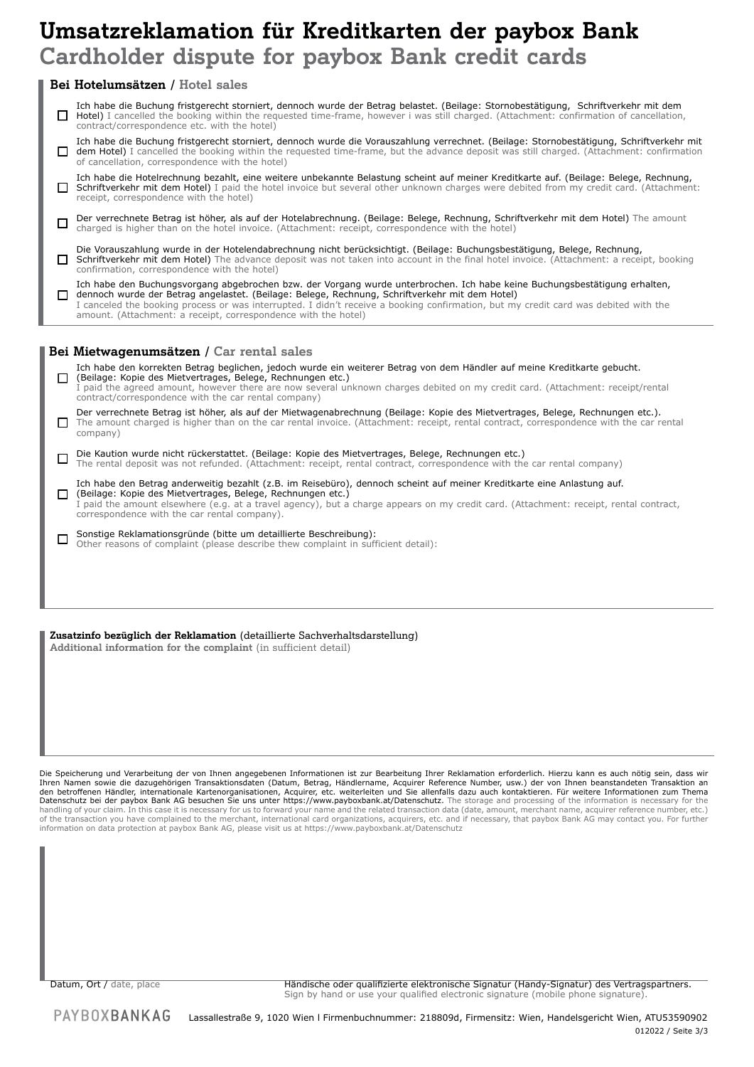# Umsatzreklamation für Kreditkarten der paybox Bank
## Cardholder dispute for paybox Bank credit cards

### Bei Hotelumsätzen / Hotel sales

- ☐ Ich habe die Buchung fristgerecht storniert, dennoch wurde der Betrag belastet. (Beilage: Stornobestätigung, Schriftverkehr mit dem Hotel) I cancelled the booking within the requested time-frame, however i was still charged. (Attachment: confirmation of cancellation, contract/correspondence etc. with the hotel)
- ☐ Ich habe die Buchung fristgerecht storniert, dennoch wurde die Vorauszahlung verrechnet. (Beilage: Stornobestätigung, Schriftverkehr mit dem Hotel) I cancelled the booking within the requested time-frame, but the advance deposit was still charged. (Attachment: confirmation of cancellation, correspondence with the hotel)
- ☐ Ich habe die Hotelrechnung bezahlt, eine weitere unbekannte Belastung scheint auf meiner Kreditkarte auf. (Beilage: Belege, Rechnung, Schriftverkehr mit dem Hotel) I paid the hotel invoice but several other unknown charges were debited from my credit card. (Attachment: receipt, correspondence with the hotel)
- ☐ Der verrechnete Betrag ist höher, als auf der Hotelabrechnung. (Beilage: Belege, Rechnung, Schriftverkehr mit dem Hotel) The amount charged is higher than on the hotel invoice. (Attachment: receipt, correspondence with the hotel)
- ☐ Die Vorauszahlung wurde in der Hotelendabrechnung nicht berücksichtigt. (Beilage: Buchungsbestätigung, Belege, Rechnung, Schriftverkehr mit dem Hotel) The advance deposit was not taken into account in the final hotel invoice. (Attachment: a receipt, booking confirmation, correspondence with the hotel)
- ☐ Ich habe den Buchungsvorgang abgebrochen bzw. der Vorgang wurde unterbrochen. Ich habe keine Buchungsbestätigung erhalten, dennoch wurde der Betrag angelastet. (Beilage: Belege, Rechnung, Schriftverkehr mit dem Hotel) I canceled the booking process or was interrupted. I didn't receive a booking confirmation, but my credit card was debited with the amount. (Attachment: a receipt, correspondence with the hotel)

### Bei Mietwagenumsätzen / Car rental sales

- ☐ Ich habe den korrekten Betrag beglichen, jedoch wurde ein weiterer Betrag von dem Händler auf meine Kreditkarte gebucht. (Beilage: Kopie des Mietvertrages, Belege, Rechnungen etc.) I paid the agreed amount, however there are now several unknown charges debited on my credit card. (Attachment: receipt/rental contract/correspondence with the car rental company)
- ☐ Der verrechnete Betrag ist höher, als auf der Mietwagenabrechnung (Beilage: Kopie des Mietvertrages, Belege, Rechnungen etc.). The amount charged is higher than on the car rental invoice. (Attachment: receipt, rental contract, correspondence with the car rental company)
- ☐ Die Kaution wurde nicht rückerstattet. (Beilage: Kopie des Mietvertrages, Belege, Rechnungen etc.) The rental deposit was not refunded. (Attachment: receipt, rental contract, correspondence with the car rental company)
- ☐ Ich habe den Betrag anderweitig bezahlt (z.B. im Reisebüro), dennoch scheint auf meiner Kreditkarte eine Anlastung auf. (Beilage: Kopie des Mietvertrages, Belege, Rechnungen etc.) I paid the amount elsewhere (e.g. at a travel agency), but a charge appears on my credit card. (Attachment: receipt, rental contract, correspondence with the car rental company).
- ☐ Sonstige Reklamationsgründe (bitte um detaillierte Beschreibung): Other reasons of complaint (please describe thew complaint in sufficient detail):

**Zusatzinfo bezüglich der Reklamation** (detaillierte Sachverhaltsdarstellung)
**Additional information for the complaint** (in sufficient detail)

Die Speicherung und Verarbeitung der von Ihnen angegebenen Informationen ist zur Bearbeitung Ihrer Reklamation erforderlich. Hierzu kann es auch nötig sein, dass wir Ihren Namen sowie die dazugehörigen Transaktionsdaten (Datum, Betrag, Händlername, Acquirer Reference Number, usw.) der von Ihnen beanstandeten Transaktion an den betroffenen Händler, internationale Kartenorganisationen, Acquirer, etc. weiterleiten und Sie allenfalls dazu auch kontaktieren. Für weitere Informationen zum Thema Datenschutz bei der paybox Bank AG besuchen Sie uns unter https://www.payboxbank.at/Datenschutz. The storage and processing of the information is necessary for the handling of your claim. In this case it is necessary for us to forward your name and the related transaction data (date, amount, merchant name, acquirer reference number, etc.) of the transaction you have complained to the merchant, international card organizations, acquirers, etc. and if necessary, that paybox Bank AG may contact you. For further information on data protection at paybox Bank AG, please visit us at https://www.payboxbank.at/Datenschutz

Datum, Ort / date, place

Händische oder qualifizierte elektronische Signatur (Handy-Signatur) des Vertragspartners.
Sign by hand or use your qualified electronic signature (mobile phone signature).

PAYBOXBANKAG Lassallestraße 9, 1020 Wien l Firmenbuchnummer: 218809d, Firmensitz: Wien, Handelsgericht Wien, ATU53590902

012022